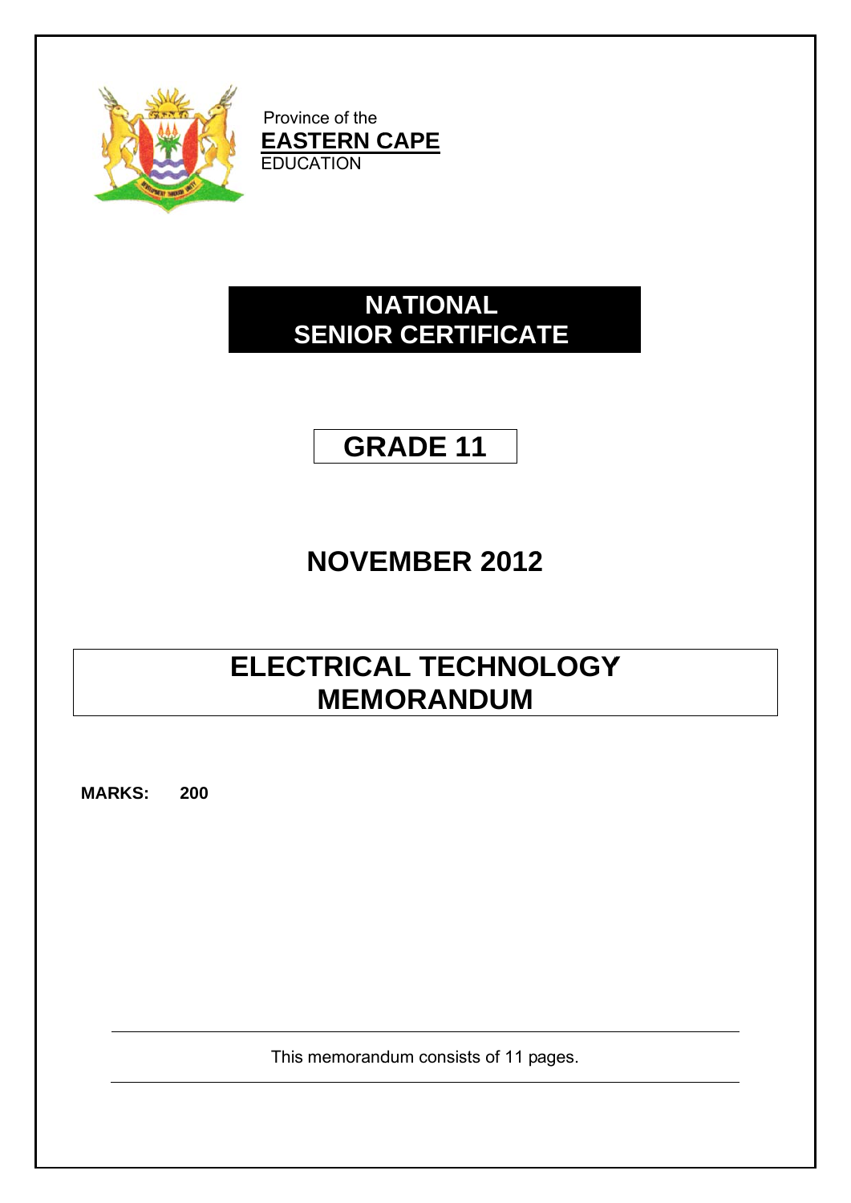Province of the

**EASTERN CAPE**

EDUCATION

# NATIONAL SENIOR CERTIFICATE

# GRADE 11

## NOVEMBER 2012

# ELECTRICAL TECHNOLOGY MEMORANDUM

**MARKS: 200**

This memorandum consists of 11 pages.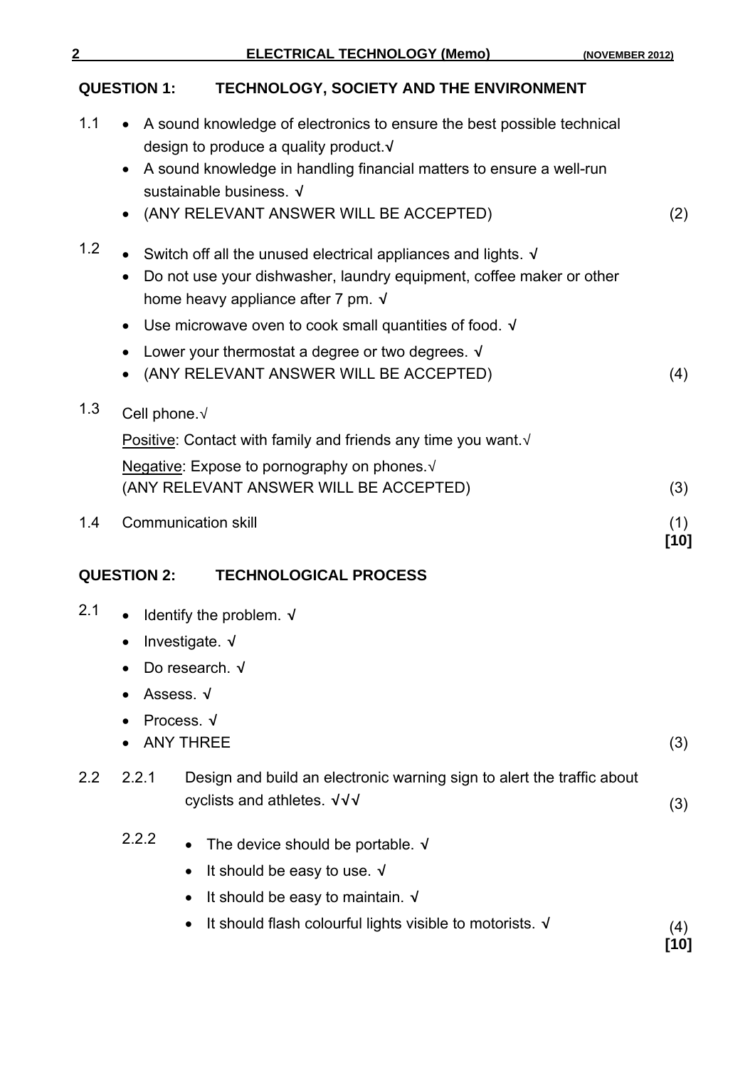## QUESTION 1: TECHNOLOGY, SOCIETY AND THE ENVIRONMENT

1.1
- A sound knowledge of electronics to ensure the best possible technical design to produce a quality product.√
- A sound knowledge in handling financial matters to ensure a well-run sustainable business. √
- (ANY RELEVANT ANSWER WILL BE ACCEPTED) (2)

1.2
- Switch off all the unused electrical appliances and lights. √
- Do not use your dishwasher, laundry equipment, coffee maker or other home heavy appliance after 7 pm. √
- Use microwave oven to cook small quantities of food. √
- Lower your thermostat a degree or two degrees. √
- (ANY RELEVANT ANSWER WILL BE ACCEPTED) (4)

1.3 Cell phone.√

<u>Positive</u>: Contact with family and friends any time you want.√

<u>Negative</u>: Expose to pornography on phones.√
(ANY RELEVANT ANSWER WILL BE ACCEPTED) (3)

1.4 Communication skill (1)

**[10]**

## QUESTION 2: TECHNOLOGICAL PROCESS

2.1
- Identify the problem. √
- Investigate. √
- Do research. √
- Assess. √
- Process. √
- ANY THREE (3)

2.2

2.2.1 Design and build an electronic warning sign to alert the traffic about cyclists and athletes. √√√ (3)

2.2.2
- The device should be portable. √
- It should be easy to use. √
- It should be easy to maintain. √
- It should flash colourful lights visible to motorists. √ (4)

**[10]**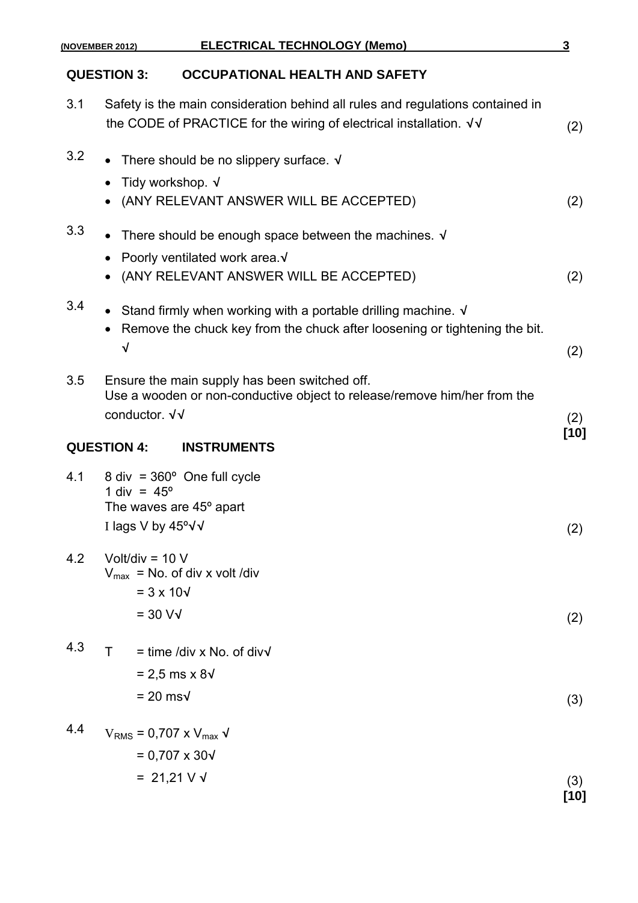## QUESTION 3: OCCUPATIONAL HEALTH AND SAFETY

3.1 Safety is the main consideration behind all rules and regulations contained in the CODE of PRACTICE for the wiring of electrical installation. √√ (2)

3.2
- There should be no slippery surface. √
- Tidy workshop. √
- (ANY RELEVANT ANSWER WILL BE ACCEPTED) (2)

3.3
- There should be enough space between the machines. √
- Poorly ventilated work area.√
- (ANY RELEVANT ANSWER WILL BE ACCEPTED) (2)

3.4
- Stand firmly when working with a portable drilling machine. √
- Remove the chuck key from the chuck after loosening or tightening the bit. √ (2)

3.5 Ensure the main supply has been switched off.
Use a wooden or non-conductive object to release/remove him/her from the conductor. √√ (2)
**[10]**

## QUESTION 4: INSTRUMENTS

4.1 8 div = 360º One full cycle
1 div = 45º
The waves are 45º apart
I lags V by 45º√√ (2)

4.2 Volt/div = 10 V
$V_{max}$ = No. of div x volt /div
= 3 x 10√
= 30 V√ (2)

4.3 T = time /div x No. of div√
= 2,5 ms x 8√
= 20 ms√ (3)

4.4 $V_{RMS}$ = 0,707 x $V_{max}$ √
= 0,707 x 30√
= 21,21 V √ (3)
**[10]**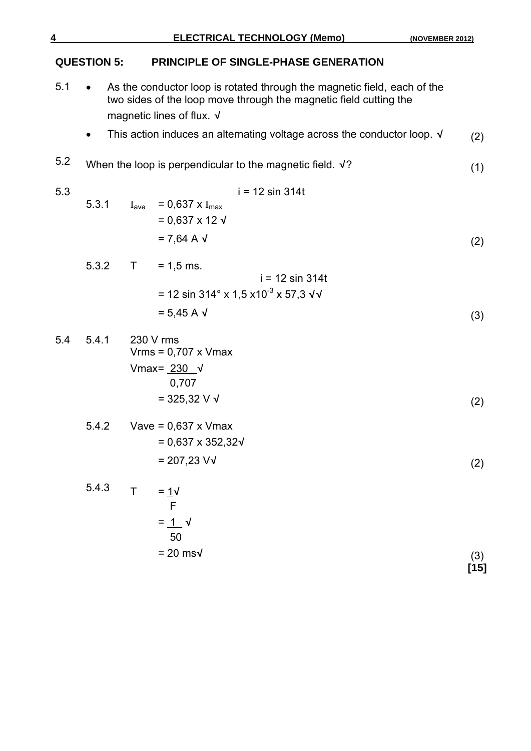## QUESTION 5: PRINCIPLE OF SINGLE-PHASE GENERATION

5.1
- As the conductor loop is rotated through the magnetic field, each of the two sides of the loop move through the magnetic field cutting the magnetic lines of flux. √
- This action induces an alternating voltage across the conductor loop. √ (2)

5.2 When the loop is perpendicular to the magnetic field. √? (1)

5.3 $i = 12 \sin 314t$

5.3.1 $I_{ave} = 0,637 \times I_{max}$

$= 0,637 \times 12$ √

$= 7,64$ A √ (2)

5.3.2 T = 1,5 ms.

$i = 12 \sin 314t$

$= 12 \sin 314° \times 1,5 \times 10^{-3} \times 57,3$ √√

$= 5,45$ A √ (3)

5.4 5.4.1 230 V rms

Vrms = 0,707 x Vmax

$V_{max} = \frac{230}{0,707}$ √

$= 325,32$ V √ (2)

5.4.2 Vave = 0,637 x Vmax

$= 0,637 \times 352,32$√

$= 207,23$ V√ (2)

5.4.3 $T = \frac{1}{F}$√

$= \frac{1}{50}$ √

$= 20$ ms√ (3)

**[15]**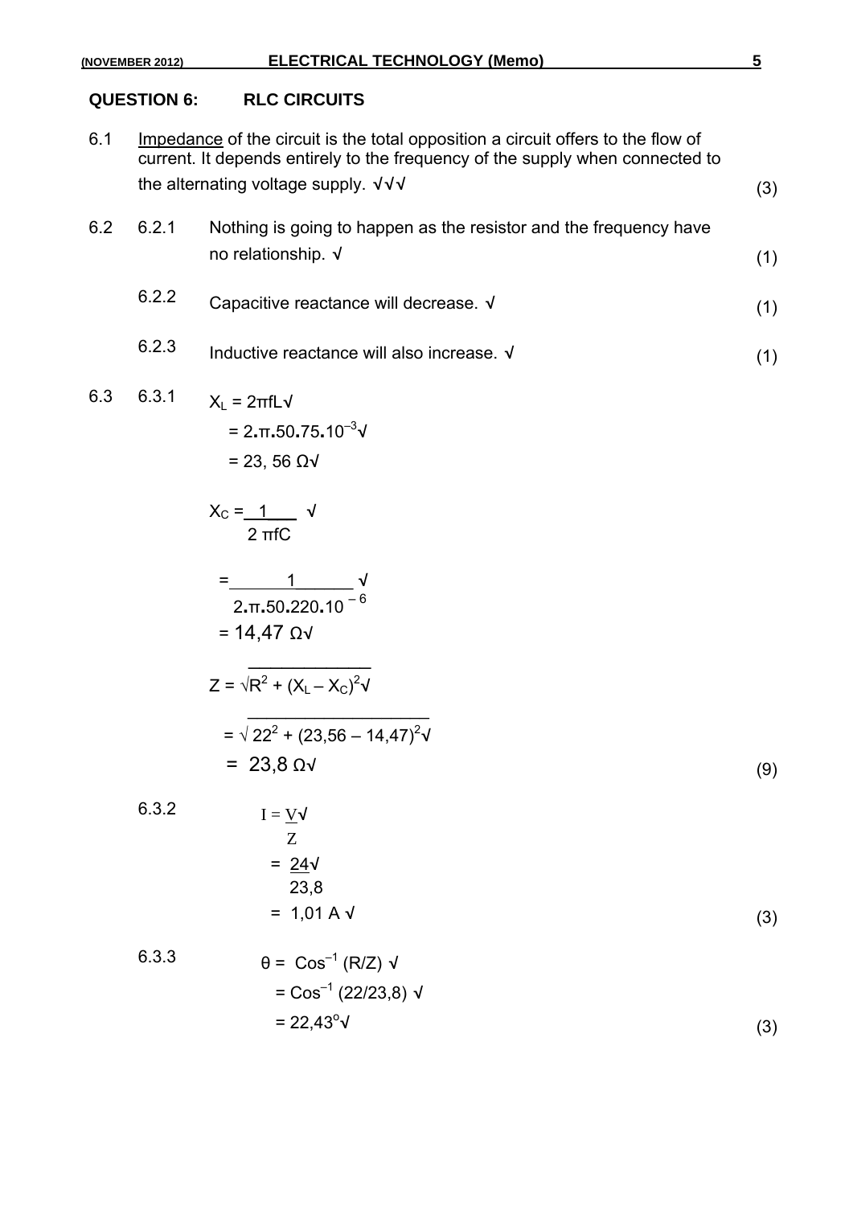## QUESTION 6: RLC CIRCUITS

6.1 Impedance of the circuit is the total opposition a circuit offers to the flow of current. It depends entirely to the frequency of the supply when connected to the alternating voltage supply. √√√ (3)

6.2

6.2.1 Nothing is going to happen as the resistor and the frequency have no relationship. √ (1)

6.2.2 Capacitive reactance will decrease. √ (1)

6.2.3 Inductive reactance will also increase. √ (1)

6.3

6.3.1

$X_L = 2\pi fL$ √

$= 2.\pi.50.75.10^{-3}$ √

$= 23,56\ \Omega$ √

$X_C = \dfrac{1}{2\pi fC}$ √

$= \dfrac{1}{2.\pi.50.220.10^{-6}}$ √

$= 14,47\ \Omega$ √

$Z = \sqrt{R^2 + (X_L - X_C)^2}$ √

$= \sqrt{22^2 + (23,56 - 14,47)^2}$ √

$= 23,8\ \Omega$ √ (9)

6.3.2

$I = \dfrac{V}{Z}$ √

$= \dfrac{24}{23,8}$ √

$= 1,01\ A$ √ (3)

6.3.3

$\theta = \cos^{-1}(R/Z)$ √

$= \cos^{-1}(22/23,8)$ √

$= 22,43^\circ$ √ (3)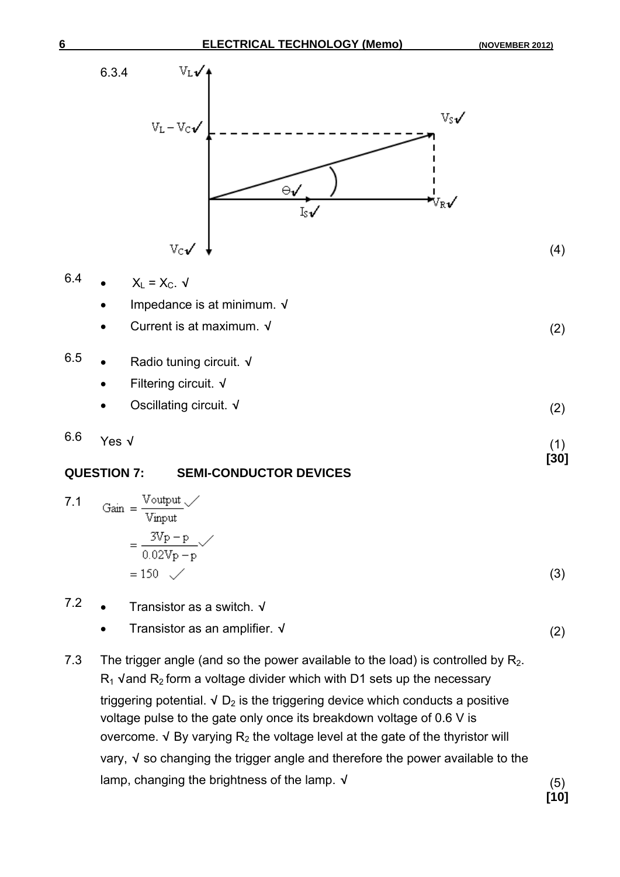6.3.4

$V_L$ ✓

$V_L - V_C$ ✓

$V_S$ ✓

$\Theta$ ✓

$I_S$ ✓

$V_R$ ✓

$V_C$ ✓

(4)

6.4
- $X_L = X_C$. √
- Impedance is at minimum. √
- Current is at maximum. √

(2)

6.5
- Radio tuning circuit. √
- Filtering circuit. √
- Oscillating circuit. √

(2)

6.6 Yes √ (1)

**[30]**

## QUESTION 7: SEMI-CONDUCTOR DEVICES

7.1

$$\text{Gain} = \frac{V\text{output}}{V\text{input}} \checkmark$$

$$= \frac{3Vp-p}{0.02Vp-p} \checkmark$$

$$= 150 \checkmark$$

(3)

7.2
- Transistor as a switch. √
- Transistor as an amplifier. √

(2)

7.3 The trigger angle (and so the power available to the load) is controlled by $R_2$. $R_1$ √and $R_2$ form a voltage divider which with D1 sets up the necessary triggering potential. √ $D_2$ is the triggering device which conducts a positive voltage pulse to the gate only once its breakdown voltage of 0.6 V is overcome. √ By varying $R_2$ the voltage level at the gate of the thyristor will vary, √ so changing the trigger angle and therefore the power available to the lamp, changing the brightness of the lamp. √ (5)

**[10]**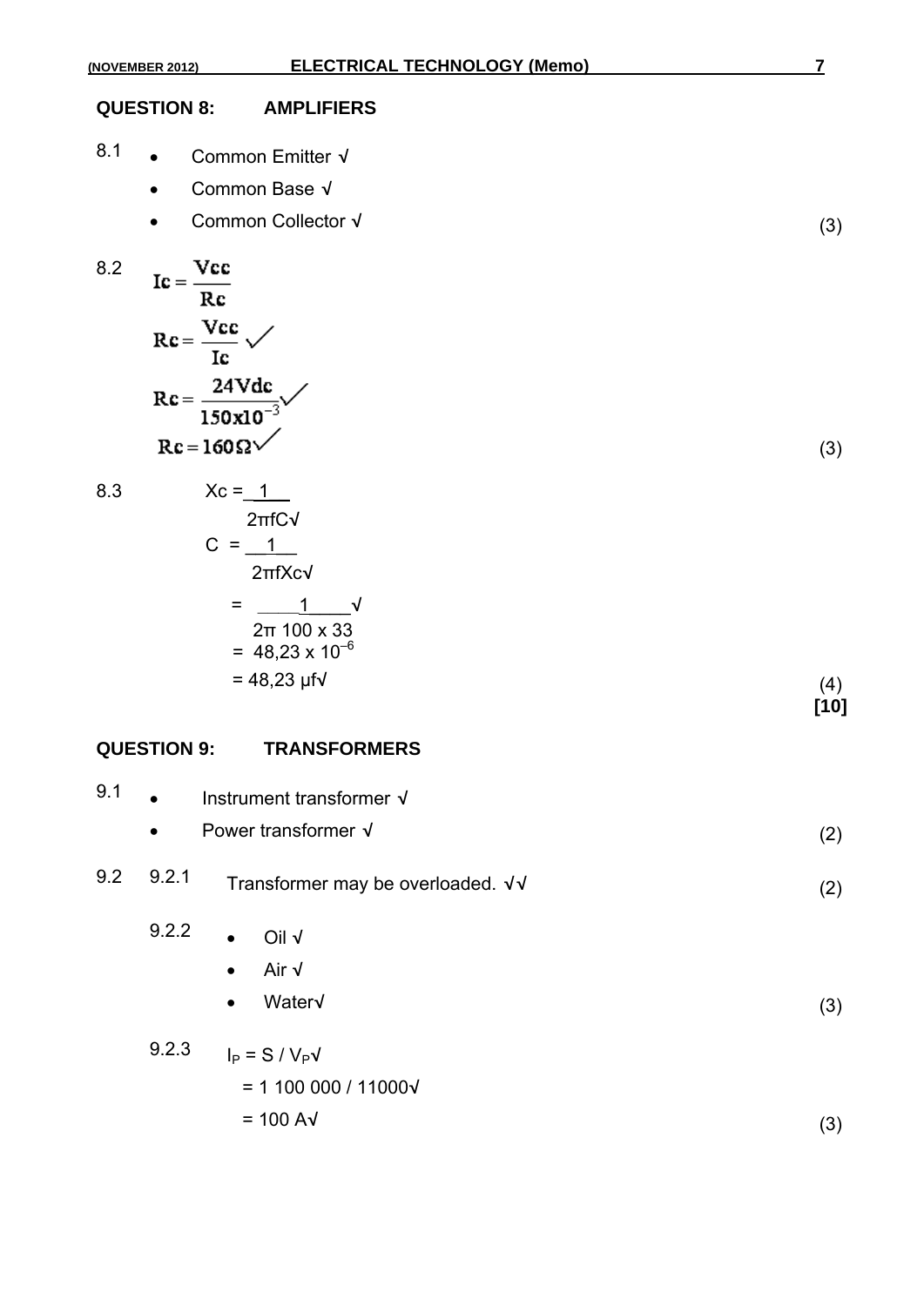## QUESTION 8: AMPLIFIERS

8.1
- Common Emitter √
- Common Base √
- Common Collector √

(3)

8.2

$$Ic = \frac{Vcc}{Rc}$$

$$Rc = \frac{Vcc}{Ic} \checkmark$$

$$Rc = \frac{24Vdc}{150x10^{-3}} \checkmark$$

$$Rc = 160\Omega \checkmark$$

(3)

8.3

$$Xc = \frac{1}{2\pi fC} \checkmark$$

$$C = \frac{1}{2\pi fXc} \checkmark$$

$$= \frac{1}{2\pi\ 100 \times 33} \checkmark$$

$$= 48{,}23 \times 10^{-6}$$

$$= 48{,}23\ \mu f \checkmark$$

(4)

**[10]**

## QUESTION 9: TRANSFORMERS

9.1
- Instrument transformer √
- Power transformer √

(2)

9.2

9.2.1 Transformer may be overloaded. √√ (2)

9.2.2
- Oil √
- Air √
- Water√

(3)

9.2.3

$I_P = S / V_P$√

$= 1\ 100\ 000 / 11000$√

$= 100$ A√

(3)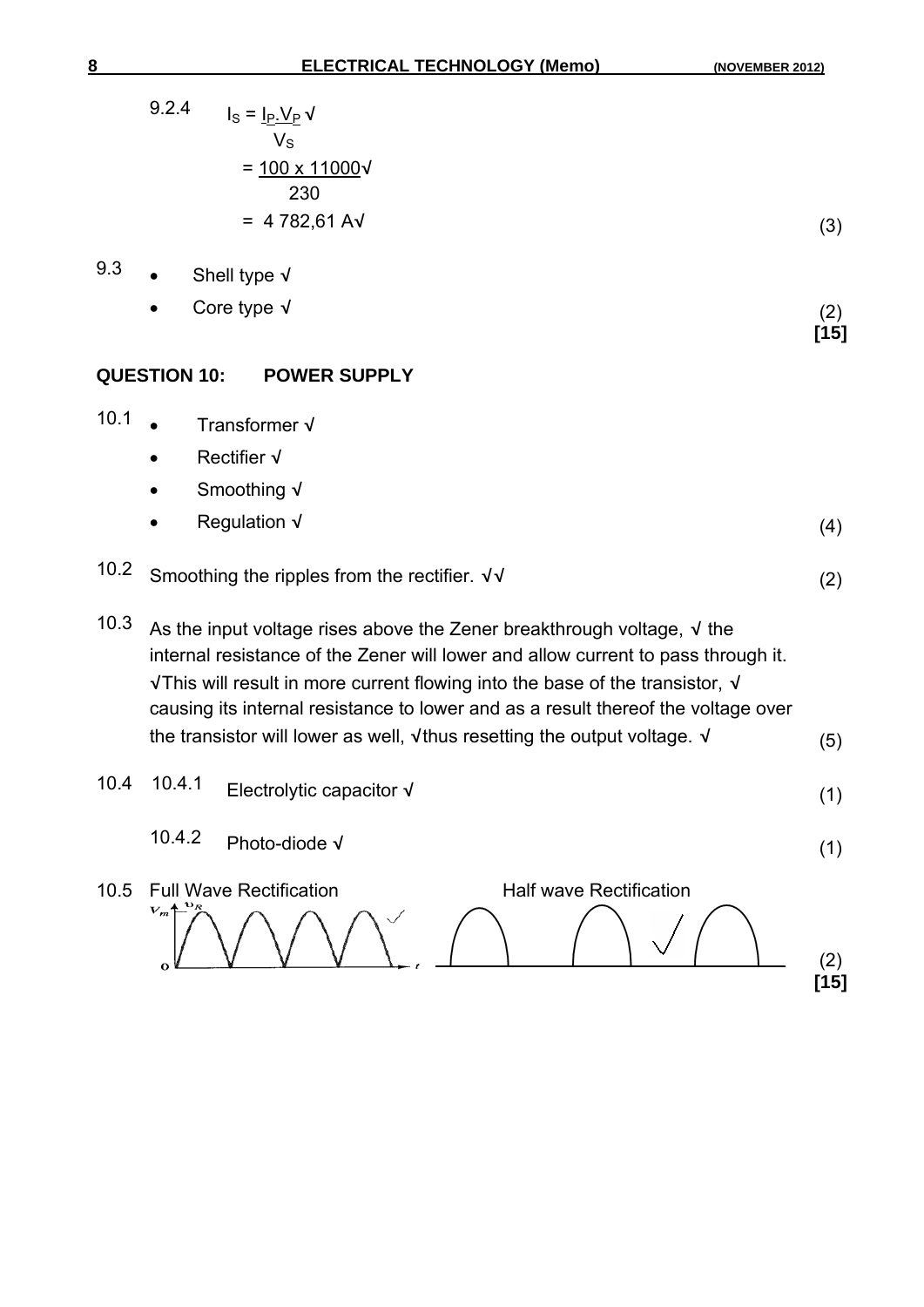9.2.4 $I_S = \frac{I_P . V_P}{V_S}$ √

$= \frac{100 \times 11000}{230}$ √

$= 4\ 782{,}61$ A√ (3)

9.3
- Shell type √
- Core type √

(2)
**[15]**

## QUESTION 10: POWER SUPPLY

10.1
- Transformer √
- Rectifier √
- Smoothing √
- Regulation √

(4)

10.2 Smoothing the ripples from the rectifier. √√ (2)

10.3 As the input voltage rises above the Zener breakthrough voltage, √ the internal resistance of the Zener will lower and allow current to pass through it. √This will result in more current flowing into the base of the transistor, √ causing its internal resistance to lower and as a result thereof the voltage over the transistor will lower as well, √thus resetting the output voltage. √ (5)

10.4 10.4.1 Electrolytic capacitor √ (1)

10.4.2 Photo-diode √ (1)

10.5 Full Wave Rectification √ Half wave Rectification √ (2)

**[15]**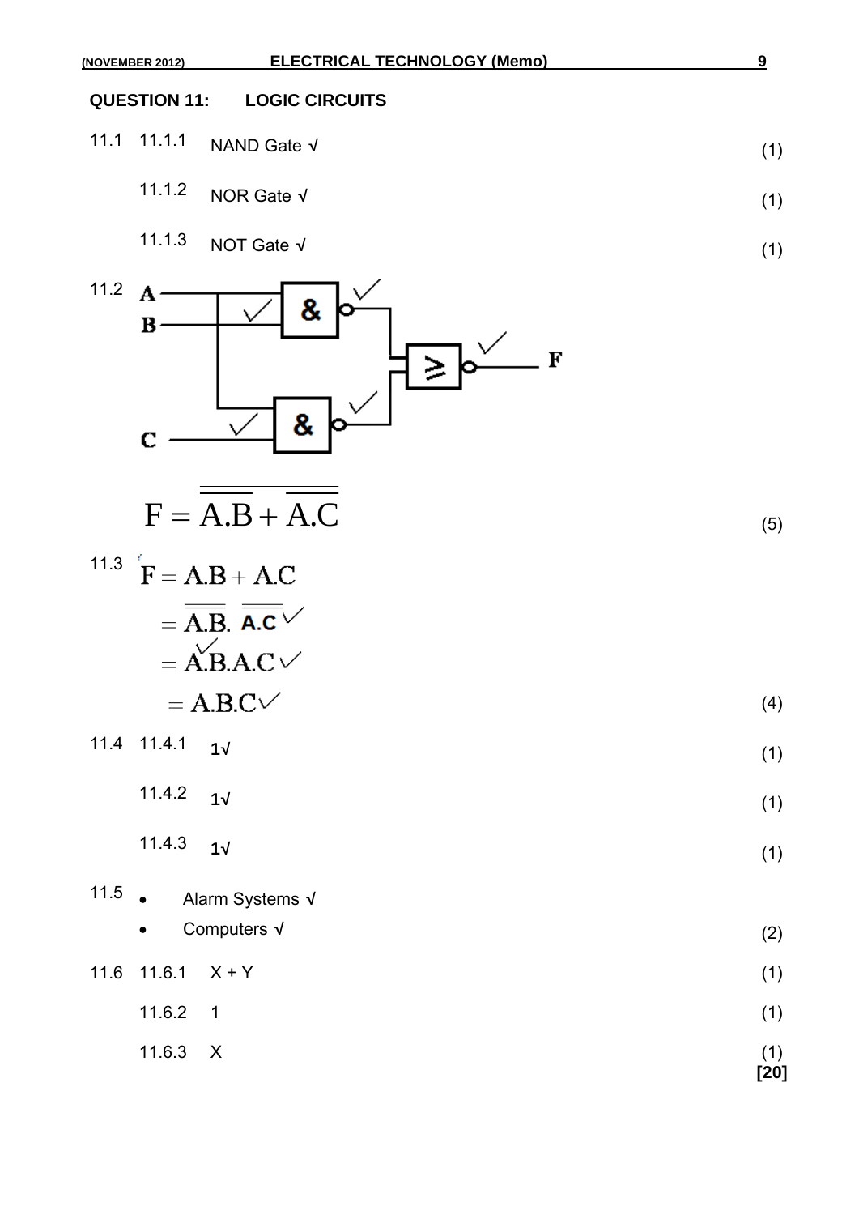## QUESTION 11: LOGIC CIRCUITS

11.1 11.1.1 NAND Gate √ (1)

11.1.2 NOR Gate √ (1)

11.1.3 NOT Gate √ (1)

11.2

$$F = \overline{\overline{A.B} + \overline{A.C}}$$

(5)

11.3

$$F = A.B + A.C$$

$$= \overline{\overline{A.B}.\ \overline{A.C}} \checkmark$$

$$= A.B.A.C \checkmark$$

$$= A.B.C \checkmark$$

(4)

11.4 11.4.1 1√ (1)

11.4.2 1√ (1)

11.4.3 1√ (1)

11.5
- Alarm Systems √
- Computers √

(2)

11.6 11.6.1 X + Y (1)

11.6.2 1 (1)

11.6.3 X (1)

**[20]**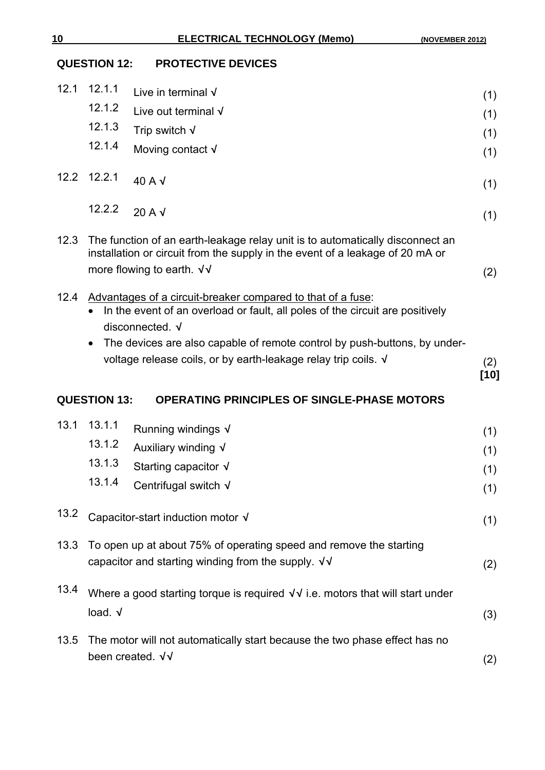## QUESTION 12: PROTECTIVE DEVICES

| | | | |
|---|---|---|---|
| 12.1 | 12.1.1 | Live in terminal √ | (1) |
| | 12.1.2 | Live out terminal √ | (1) |
| | 12.1.3 | Trip switch √ | (1) |
| | 12.1.4 | Moving contact √ | (1) |
| 12.2 | 12.2.1 | 40 A √ | (1) |
| | 12.2.2 | 20 A √ | (1) |

12.3 The function of an earth-leakage relay unit is to automatically disconnect an installation or circuit from the supply in the event of a leakage of 20 mA or more flowing to earth. √√ (2)

12.4 Advantages of a circuit-breaker compared to that of a fuse:

- In the event of an overload or fault, all poles of the circuit are positively disconnected. √
- The devices are also capable of remote control by push-buttons, by under-voltage release coils, or by earth-leakage relay trip coils. √ (2)

**[10]**

## QUESTION 13: OPERATING PRINCIPLES OF SINGLE-PHASE MOTORS

| | | | |
|---|---|---|---|
| 13.1 | 13.1.1 | Running windings √ | (1) |
| | 13.1.2 | Auxiliary winding √ | (1) |
| | 13.1.3 | Starting capacitor √ | (1) |
| | 13.1.4 | Centrifugal switch √ | (1) |

13.2 Capacitor-start induction motor √ (1)

13.3 To open up at about 75% of operating speed and remove the starting capacitor and starting winding from the supply. √√ (2)

13.4 Where a good starting torque is required √√ i.e. motors that will start under load. √ (3)

13.5 The motor will not automatically start because the two phase effect has no been created. √√ (2)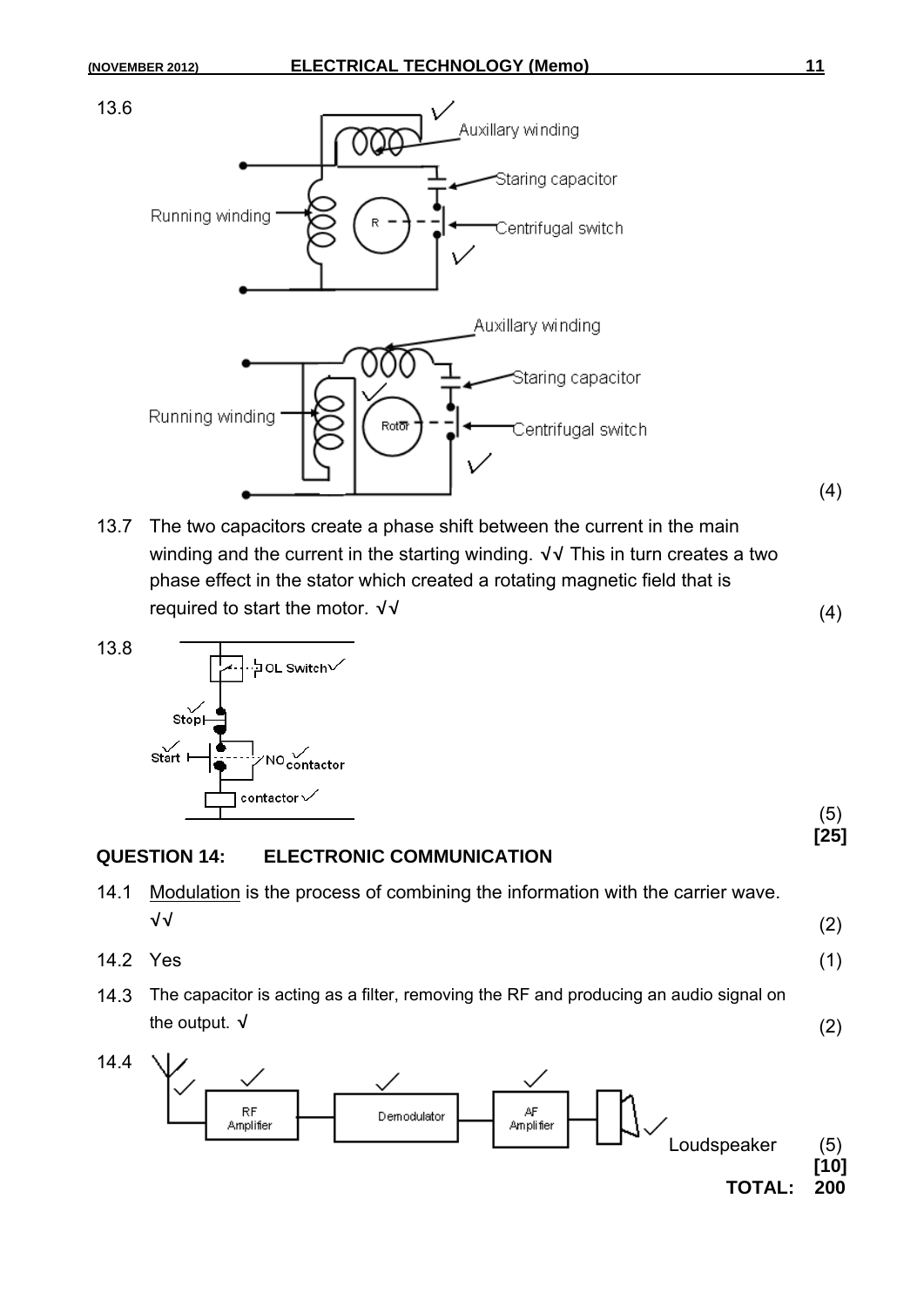13.6

Auxillary winding

Staring capacitor

Running winding

R

Centrifugal switch

Auxillary winding

Staring capacitor

Running winding

Rotor

Centrifugal switch

(4)

13.7 The two capacitors create a phase shift between the current in the main winding and the current in the starting winding. √√ This in turn creates a two phase effect in the stator which created a rotating magnetic field that is required to start the motor. √√ (4)

13.8

OL Switch

Stop

Start

NO contactor

contactor

(5)

**[25]**

## QUESTION 14: ELECTRONIC COMMUNICATION

14.1 Modulation is the process of combining the information with the carrier wave. √√ (2)

14.2 Yes (1)

14.3 The capacitor is acting as a filter, removing the RF and producing an audio signal on the output. √ (2)

14.4

RF Amplifier

Demodulator

AF Amplifier

Loudspeaker (5)

**[10]**

**TOTAL: 200**